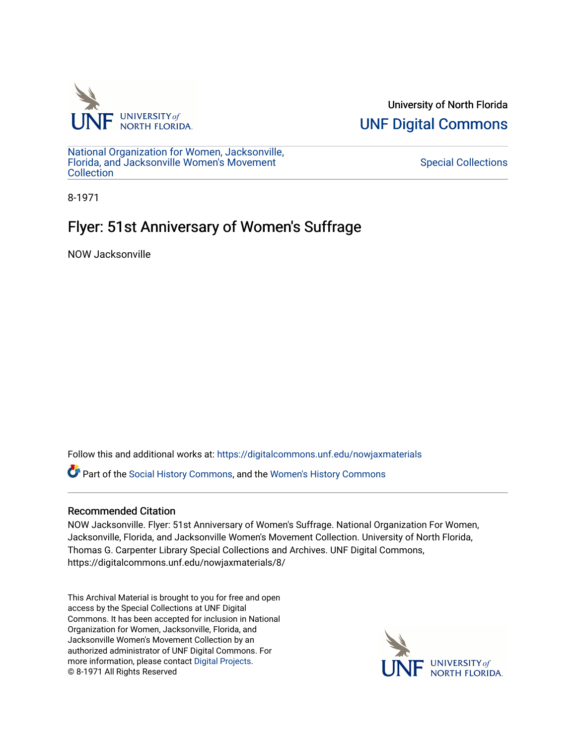University of North Florida

UNF Digital Commons

National Organization for Women, Jacksonville, Florida, and Jacksonville Women's Movement Collection

Special Collections

8-1971

# Flyer: 51st Anniversary of Women's Suffrage

NOW Jacksonville

Follow this and additional works at: https://digitalcommons.unf.edu/nowjaxmaterials

Part of the Social History Commons, and the Women's History Commons

## Recommended Citation

NOW Jacksonville. Flyer: 51st Anniversary of Women's Suffrage. National Organization For Women, Jacksonville, Florida, and Jacksonville Women's Movement Collection. University of North Florida, Thomas G. Carpenter Library Special Collections and Archives. UNF Digital Commons, https://digitalcommons.unf.edu/nowjaxmaterials/8/

This Archival Material is brought to you for free and open access by the Special Collections at UNF Digital Commons. It has been accepted for inclusion in National Organization for Women, Jacksonville, Florida, and Jacksonville Women's Movement Collection by an authorized administrator of UNF Digital Commons. For more information, please contact Digital Projects.
© 8-1971 All Rights Reserved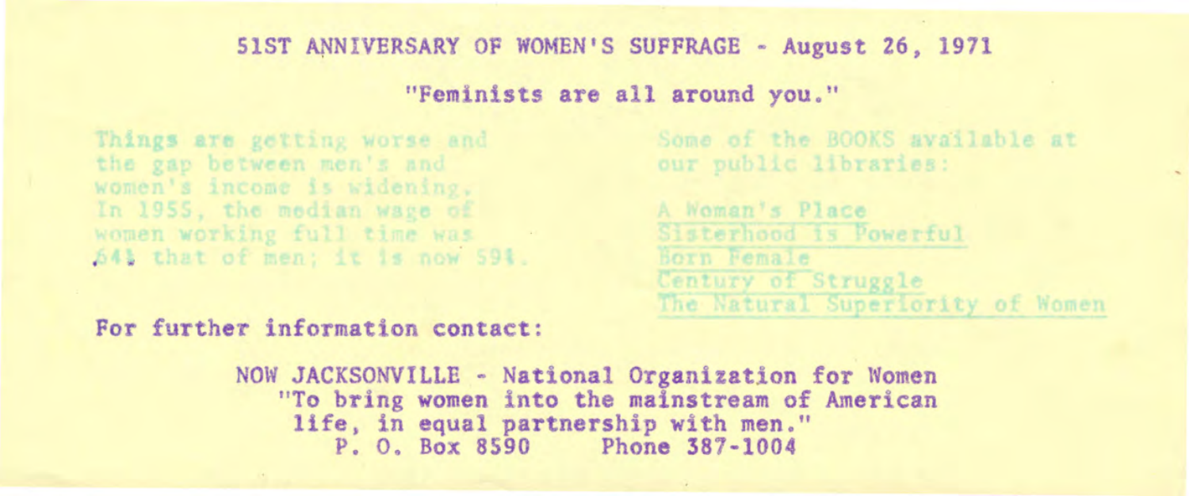## 51ST ANNIVERSARY OF WOMEN'S SUFFRAGE - August 26, 1971

**"Feminists are all around you."**

Things are getting worse and the gap between men's and women's income is widening. In 1955, the median wage of women working full time was 64% that of men; it is now 59%.

Some of the BOOKS available at our public libraries:

A Woman's Place
Sisterhood is Powerful
Born Female
Century of Struggle
The Natural Superiority of Women

**For further information contact:**

**NOW JACKSONVILLE - National Organization for Women**
**"To bring women into the mainstream of American life, in equal partnership with men."**
**P. O. Box 8590 Phone 387-1004**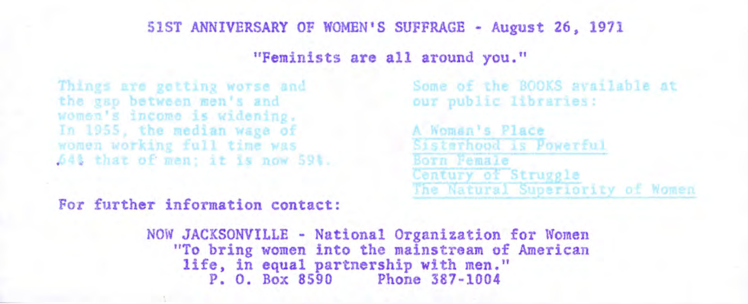51ST ANNIVERSARY OF WOMEN'S SUFFRAGE - August 26, 1971

"Feminists are all around you."

Things are getting worse and the gap between men's and women's income is widening. In 1955, the median wage of women working full time was 64% that of men; it is now 59%.

Some of the BOOKS available at our public libraries:

A Woman's Place
Sisterhood is Powerful
Born Female
Century of Struggle
The Natural Superiority of Women

For further information contact:

NOW JACKSONVILLE - National Organization for Women
"To bring women into the mainstream of American life, in equal partnership with men."
P. O. Box 8590 Phone 387-1004